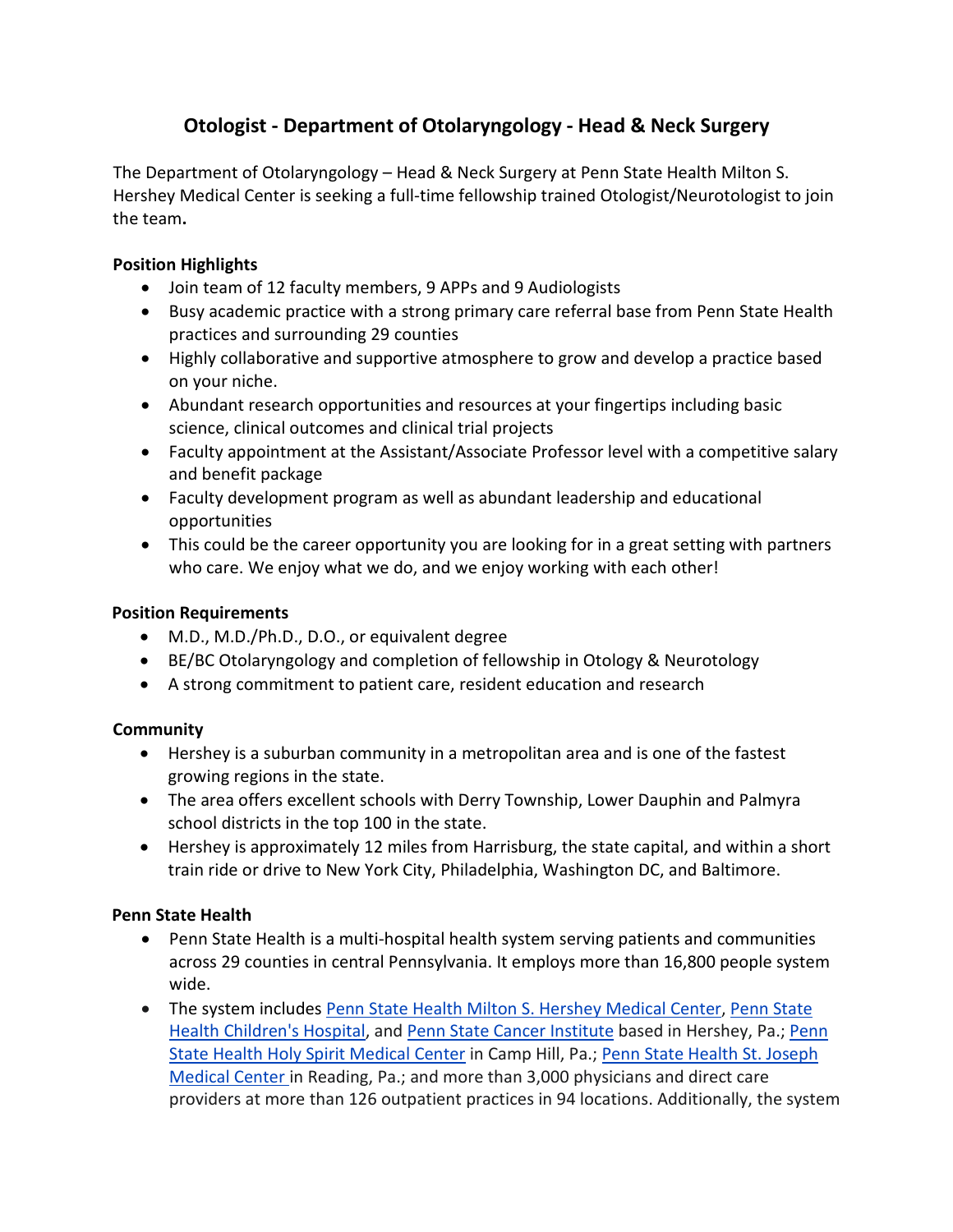# Otologist - Department of Otolaryngology - Head & Neck Surgery

The Department of Otolaryngology – Head & Neck Surgery at Penn State Health Milton S. Hershey Medical Center is seeking a full-time fellowship trained Otologist/Neurotologist to join the team**.**

**Position Highlights**

- Join team of 12 faculty members, 9 APPs and 9 Audiologists
- Busy academic practice with a strong primary care referral base from Penn State Health practices and surrounding 29 counties
- Highly collaborative and supportive atmosphere to grow and develop a practice based on your niche.
- Abundant research opportunities and resources at your fingertips including basic science, clinical outcomes and clinical trial projects
- Faculty appointment at the Assistant/Associate Professor level with a competitive salary and benefit package
- Faculty development program as well as abundant leadership and educational opportunities
- This could be the career opportunity you are looking for in a great setting with partners who care. We enjoy what we do, and we enjoy working with each other!

**Position Requirements**

- M.D., M.D./Ph.D., D.O., or equivalent degree
- BE/BC Otolaryngology and completion of fellowship in Otology & Neurotology
- A strong commitment to patient care, resident education and research

**Community**

- Hershey is a suburban community in a metropolitan area and is one of the fastest growing regions in the state.
- The area offers excellent schools with Derry Township, Lower Dauphin and Palmyra school districts in the top 100 in the state.
- Hershey is approximately 12 miles from Harrisburg, the state capital, and within a short train ride or drive to New York City, Philadelphia, Washington DC, and Baltimore.

**Penn State Health**

- Penn State Health is a multi-hospital health system serving patients and communities across 29 counties in central Pennsylvania. It employs more than 16,800 people system wide.
- The system includes Penn State Health Milton S. Hershey Medical Center, Penn State Health Children's Hospital, and Penn State Cancer Institute based in Hershey, Pa.; Penn State Health Holy Spirit Medical Center in Camp Hill, Pa.; Penn State Health St. Joseph Medical Center in Reading, Pa.; and more than 3,000 physicians and direct care providers at more than 126 outpatient practices in 94 locations. Additionally, the system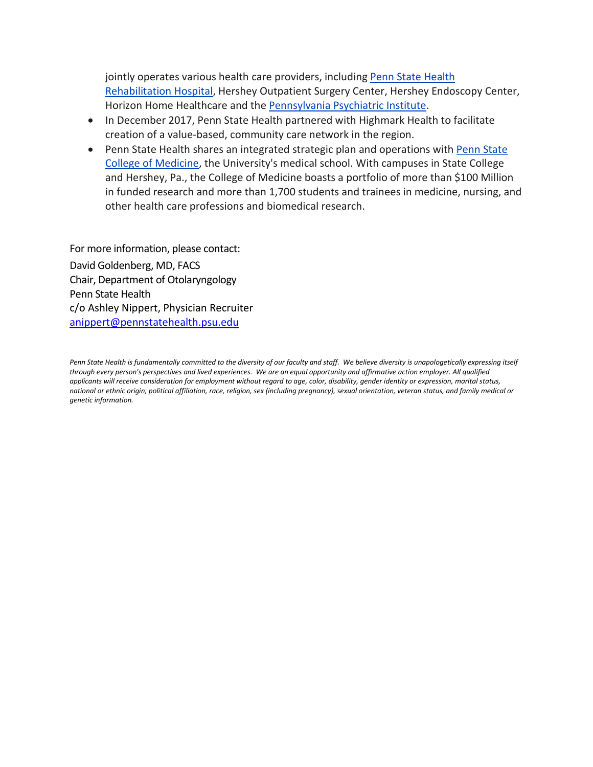jointly operates various health care providers, including Penn State Health Rehabilitation Hospital, Hershey Outpatient Surgery Center, Hershey Endoscopy Center, Horizon Home Healthcare and the Pennsylvania Psychiatric Institute.

- In December 2017, Penn State Health partnered with Highmark Health to facilitate creation of a value-based, community care network in the region.
- Penn State Health shares an integrated strategic plan and operations with Penn State College of Medicine, the University's medical school. With campuses in State College and Hershey, Pa., the College of Medicine boasts a portfolio of more than $100 Million in funded research and more than 1,700 students and trainees in medicine, nursing, and other health care professions and biomedical research.

For more information, please contact:
David Goldenberg, MD, FACS
Chair, Department of Otolaryngology
Penn State Health
c/o Ashley Nippert, Physician Recruiter
anippert@pennstatehealth.psu.edu

*Penn State Health is fundamentally committed to the diversity of our faculty and staff. We believe diversity is unapologetically expressing itself through every person's perspectives and lived experiences. We are an equal opportunity and affirmative action employer. All qualified applicants will receive consideration for employment without regard to age, color, disability, gender identity or expression, marital status, national or ethnic origin, political affiliation, race, religion, sex (including pregnancy), sexual orientation, veteran status, and family medical or genetic information.*